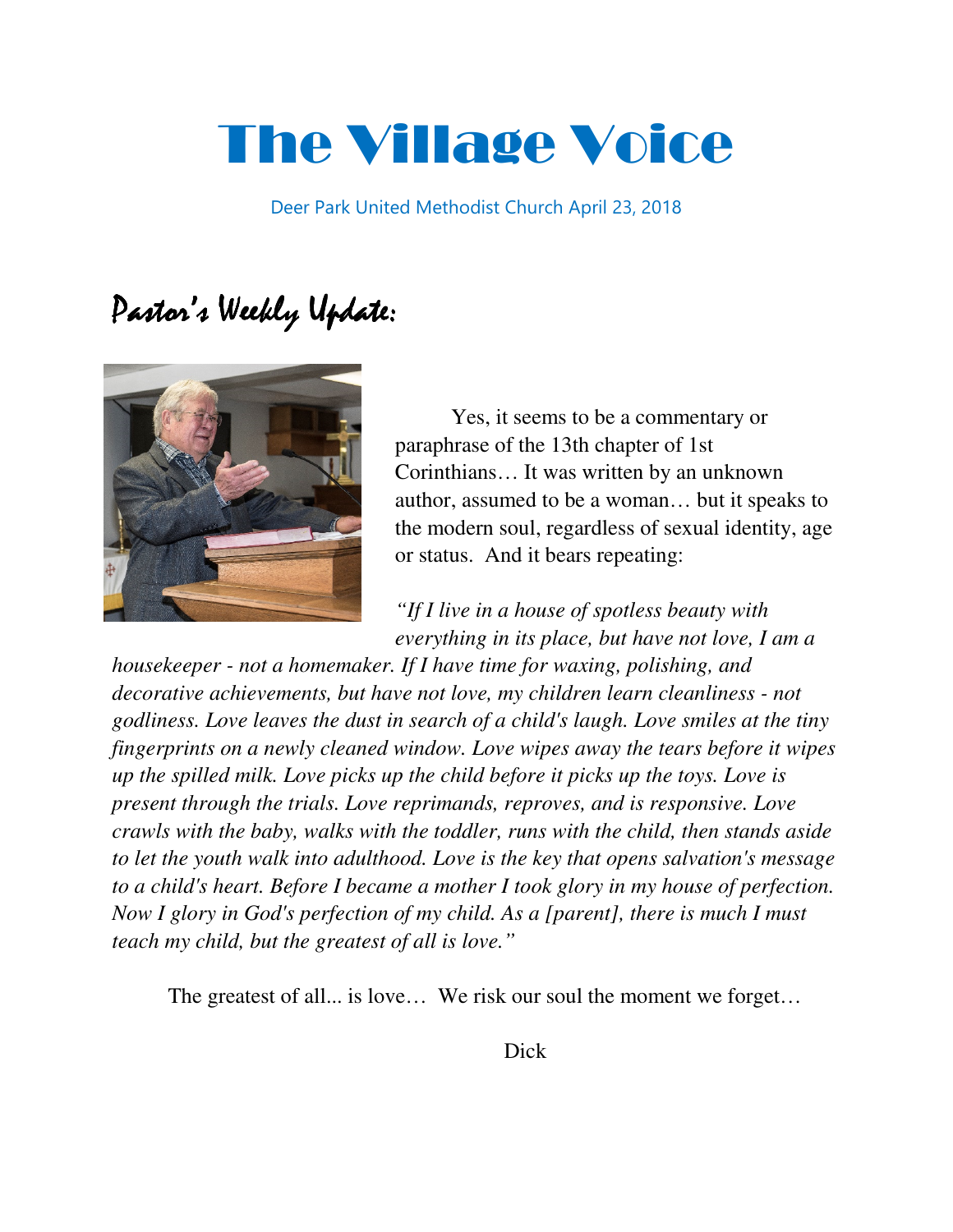# The Village Voice

Deer Park United Methodist Church April 23, 2018

## Pastor's Weekly Update:

Yes, it seems to be a commentary or paraphrase of the 13th chapter of 1st Corinthians… It was written by an unknown author, assumed to be a woman… but it speaks to the modern soul, regardless of sexual identity, age or status. And it bears repeating:

*"If I live in a house of spotless beauty with everything in its place, but have not love, I am a housekeeper - not a homemaker. If I have time for waxing, polishing, and decorative achievements, but have not love, my children learn cleanliness - not godliness. Love leaves the dust in search of a child's laugh. Love smiles at the tiny fingerprints on a newly cleaned window. Love wipes away the tears before it wipes up the spilled milk. Love picks up the child before it picks up the toys. Love is present through the trials. Love reprimands, reproves, and is responsive. Love crawls with the baby, walks with the toddler, runs with the child, then stands aside to let the youth walk into adulthood. Love is the key that opens salvation's message to a child's heart. Before I became a mother I took glory in my house of perfection. Now I glory in God's perfection of my child. As a [parent], there is much I must teach my child, but the greatest of all is love."*

The greatest of all... is love… We risk our soul the moment we forget…

Dick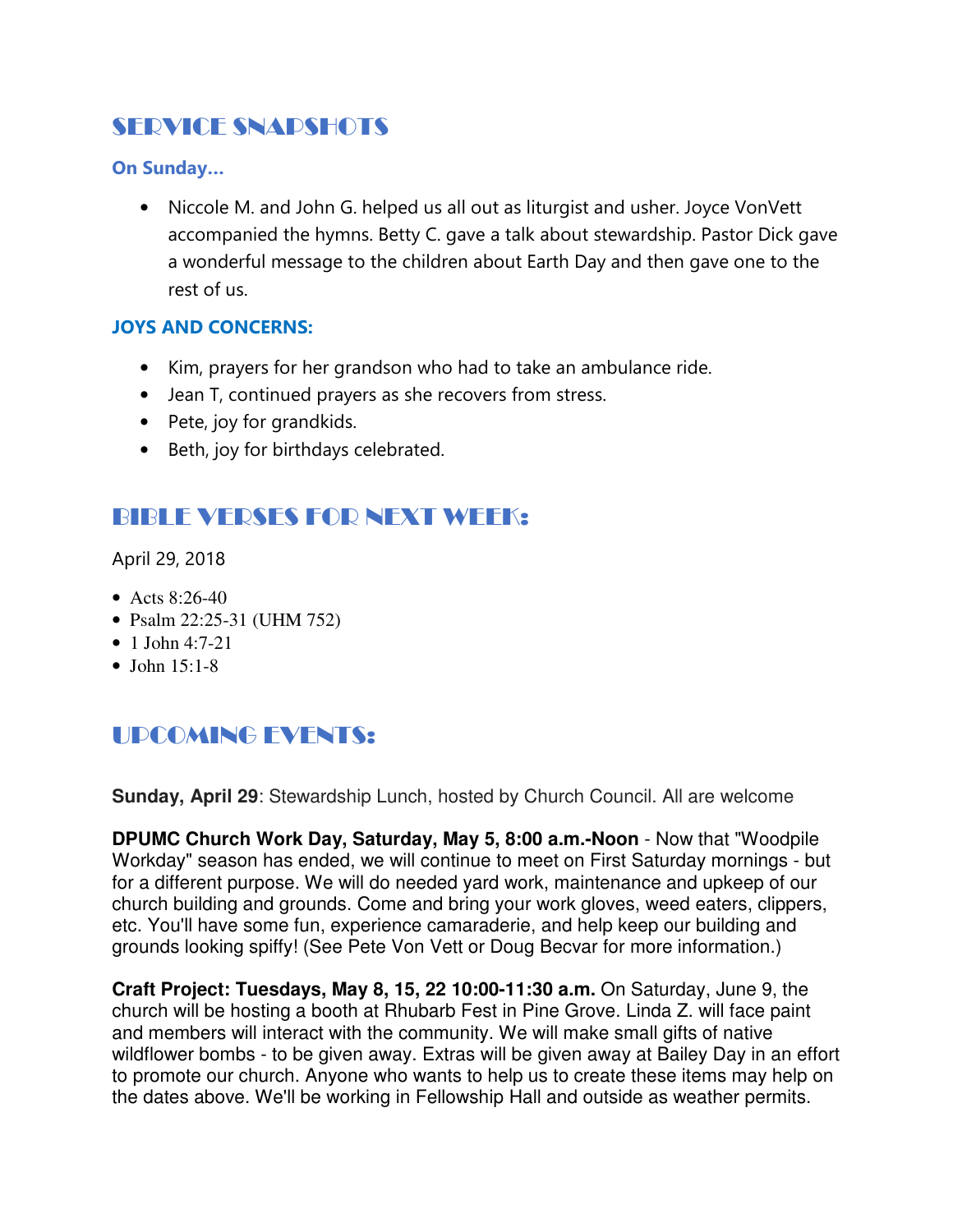## SERVICE SNAPSHOTS

### On Sunday...

- Niccole M. and John G. helped us all out as liturgist and usher. Joyce VonVett accompanied the hymns. Betty C. gave a talk about stewardship. Pastor Dick gave a wonderful message to the children about Earth Day and then gave one to the rest of us.

### JOYS AND CONCERNS:

- Kim, prayers for her grandson who had to take an ambulance ride.
- Jean T, continued prayers as she recovers from stress.
- Pete, joy for grandkids.
- Beth, joy for birthdays celebrated.

## BIBLE VERSES FOR NEXT WEEK:

April 29, 2018

- Acts 8:26-40
- Psalm 22:25-31 (UHM 752)
- 1 John 4:7-21
- John 15:1-8

## UPCOMING EVENTS:

**Sunday, April 29**: Stewardship Lunch, hosted by Church Council. All are welcome

**DPUMC Church Work Day, Saturday, May 5, 8:00 a.m.-Noon** - Now that "Woodpile Workday" season has ended, we will continue to meet on First Saturday mornings - but for a different purpose. We will do needed yard work, maintenance and upkeep of our church building and grounds. Come and bring your work gloves, weed eaters, clippers, etc. You'll have some fun, experience camaraderie, and help keep our building and grounds looking spiffy! (See Pete Von Vett or Doug Becvar for more information.)

**Craft Project: Tuesdays, May 8, 15, 22 10:00-11:30 a.m.** On Saturday, June 9, the church will be hosting a booth at Rhubarb Fest in Pine Grove. Linda Z. will face paint and members will interact with the community. We will make small gifts of native wildflower bombs - to be given away. Extras will be given away at Bailey Day in an effort to promote our church. Anyone who wants to help us to create these items may help on the dates above. We'll be working in Fellowship Hall and outside as weather permits.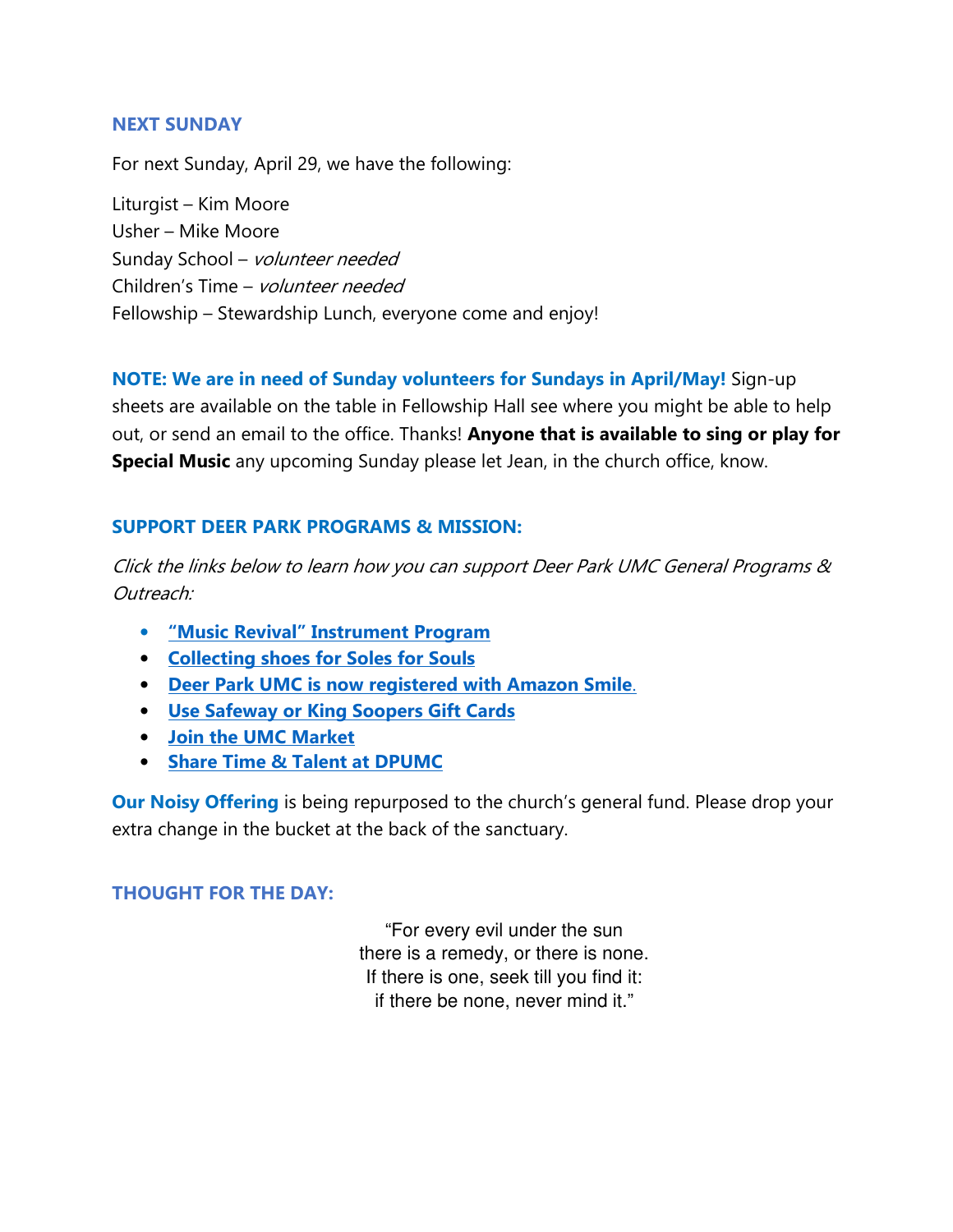## NEXT SUNDAY

For next Sunday, April 29, we have the following:

Liturgist – Kim Moore
Usher – Mike Moore
Sunday School – *volunteer needed*
Children's Time – *volunteer needed*
Fellowship – Stewardship Lunch, everyone come and enjoy!

**NOTE: We are in need of Sunday volunteers for Sundays in April/May!** Sign-up sheets are available on the table in Fellowship Hall see where you might be able to help out, or send an email to the office. Thanks! **Anyone that is available to sing or play for Special Music** any upcoming Sunday please let Jean, in the church office, know.

## SUPPORT DEER PARK PROGRAMS & MISSION:

*Click the links below to learn how you can support Deer Park UMC General Programs & Outreach:*

- **"Music Revival" Instrument Program**
- **Collecting shoes for Soles for Souls**
- **Deer Park UMC is now registered with Amazon Smile**.
- **Use Safeway or King Soopers Gift Cards**
- **Join the UMC Market**
- **Share Time & Talent at DPUMC**

**Our Noisy Offering** is being repurposed to the church's general fund. Please drop your extra change in the bucket at the back of the sanctuary.

## THOUGHT FOR THE DAY:

"For every evil under the sun
there is a remedy, or there is none.
If there is one, seek till you find it:
if there be none, never mind it."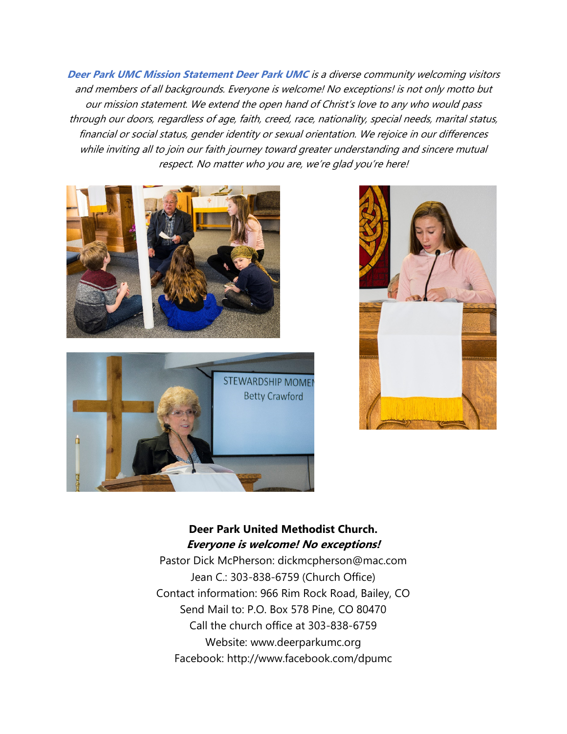***Deer Park UMC Mission Statement Deer Park UMC*** *is a diverse community welcoming visitors and members of all backgrounds. Everyone is welcome! No exceptions! is not only motto but our mission statement. We extend the open hand of Christ's love to any who would pass through our doors, regardless of age, faith, creed, race, nationality, special needs, marital status, financial or social status, gender identity or sexual orientation. We rejoice in our differences while inviting all to join our faith journey toward greater understanding and sincere mutual respect. No matter who you are, we're glad you're here!*

**Deer Park United Methodist Church.**

***Everyone is welcome! No exceptions!***

Pastor Dick McPherson: dickmcpherson@mac.com

Jean C.: 303-838-6759 (Church Office)

Contact information: 966 Rim Rock Road, Bailey, CO

Send Mail to: P.O. Box 578 Pine, CO 80470

Call the church office at 303-838-6759

Website: www.deerparkumc.org

Facebook: http://www.facebook.com/dpumc